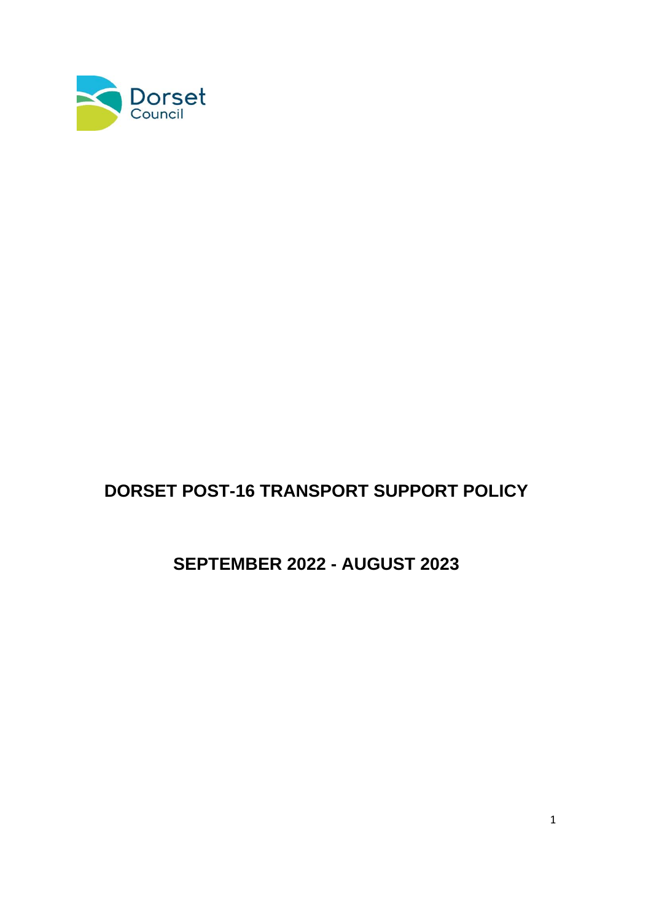Dorset Council

# DORSET POST-16 TRANSPORT SUPPORT POLICY

## SEPTEMBER 2022 - AUGUST 2023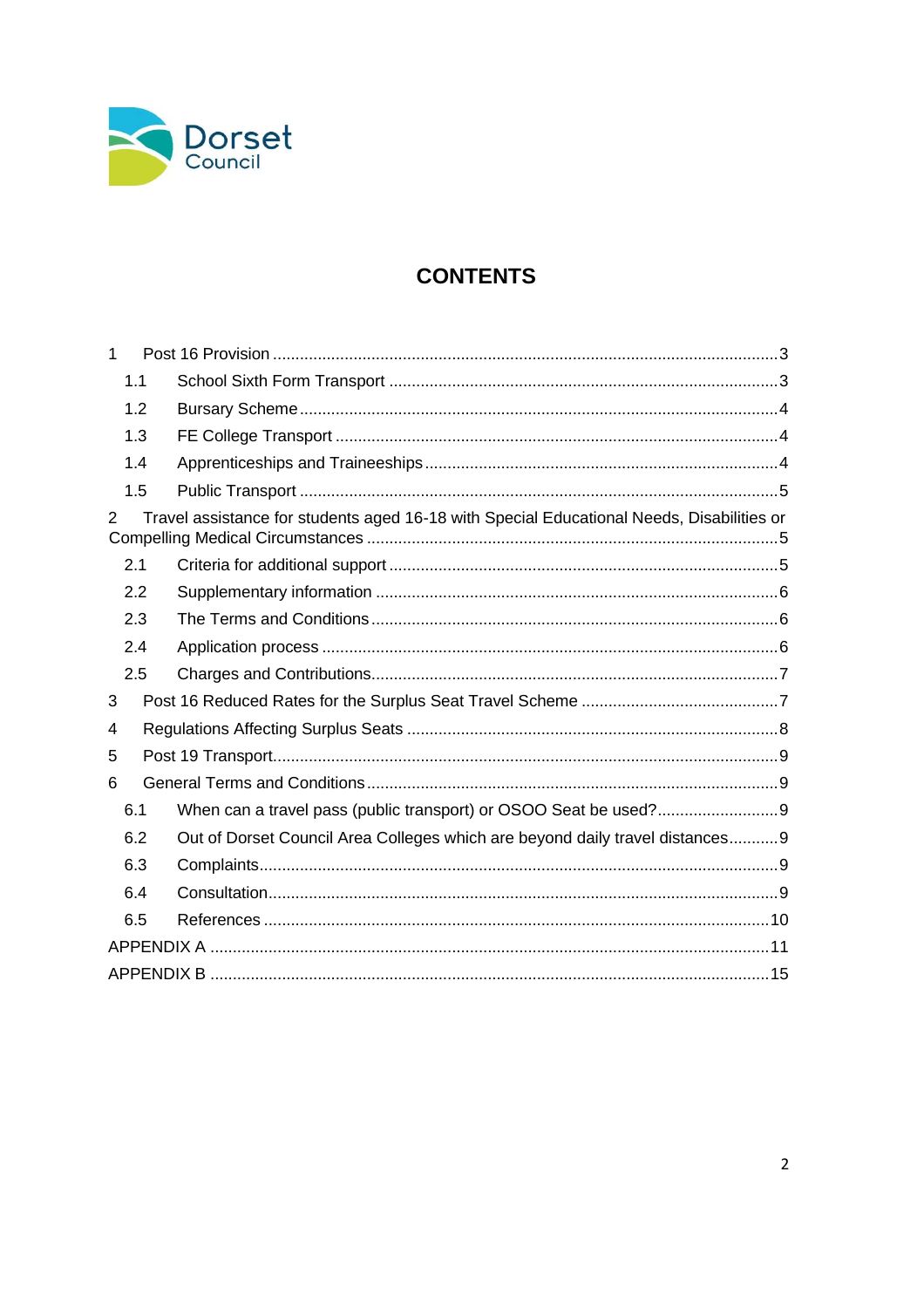Dorset Council

# CONTENTS

1 Post 16 Provision ....... 3
  - 1.1 School Sixth Form Transport ....... 3
  - 1.2 Bursary Scheme ....... 4
  - 1.3 FE College Transport ....... 4
  - 1.4 Apprenticeships and Traineeships ....... 4
  - 1.5 Public Transport ....... 5

2 Travel assistance for students aged 16-18 with Special Educational Needs, Disabilities or Compelling Medical Circumstances ....... 5
  - 2.1 Criteria for additional support ....... 5
  - 2.2 Supplementary information ....... 6
  - 2.3 The Terms and Conditions ....... 6
  - 2.4 Application process ....... 6
  - 2.5 Charges and Contributions ....... 7

3 Post 16 Reduced Rates for the Surplus Seat Travel Scheme ....... 7

4 Regulations Affecting Surplus Seats ....... 8

5 Post 19 Transport ....... 9

6 General Terms and Conditions ....... 9
  - 6.1 When can a travel pass (public transport) or OSOO Seat be used? ....... 9
  - 6.2 Out of Dorset Council Area Colleges which are beyond daily travel distances ....... 9
  - 6.3 Complaints ....... 9
  - 6.4 Consultation ....... 9
  - 6.5 References ....... 10

APPENDIX A ....... 11

APPENDIX B ....... 15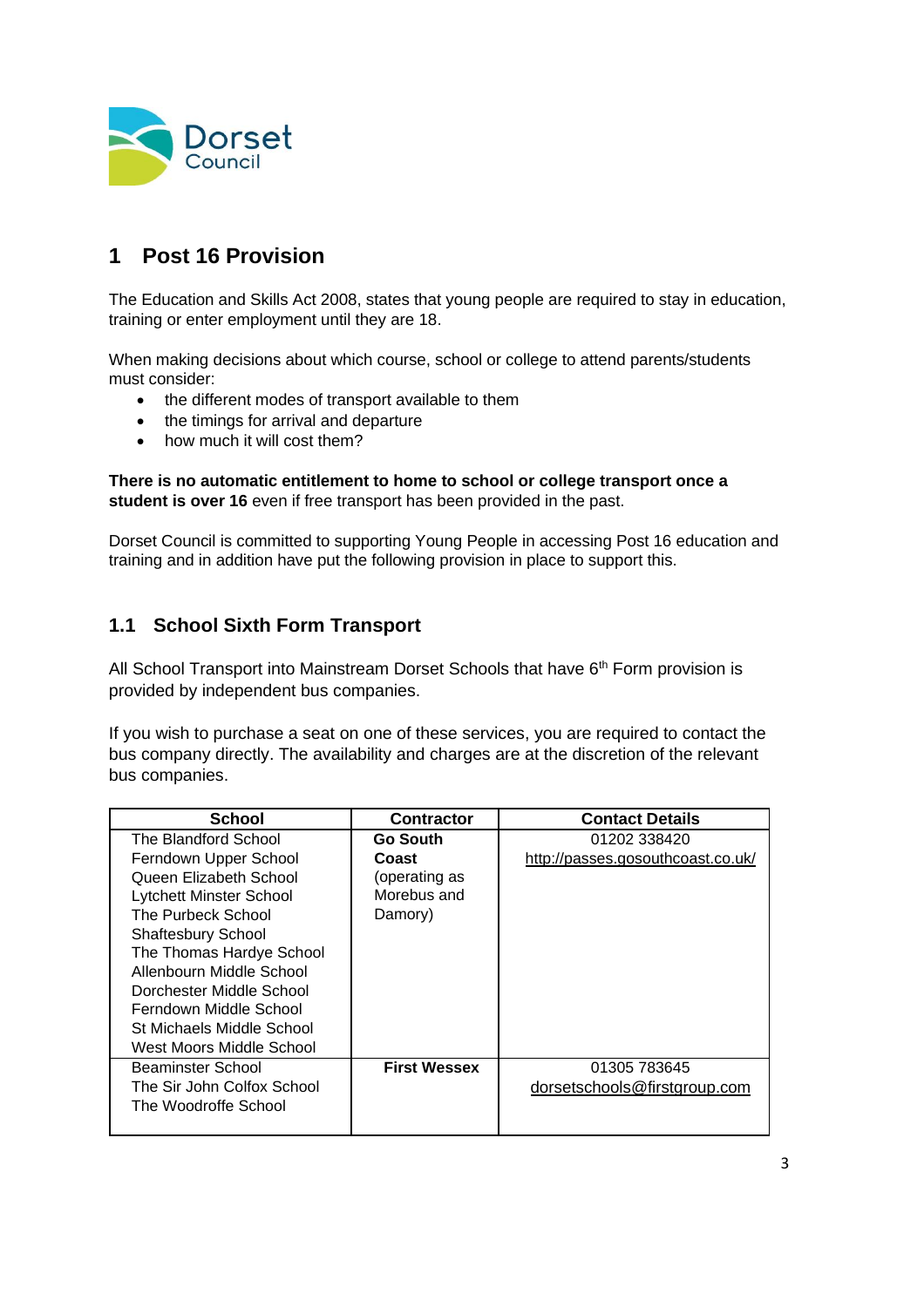# 1 Post 16 Provision

The Education and Skills Act 2008, states that young people are required to stay in education, training or enter employment until they are 18.

When making decisions about which course, school or college to attend parents/students must consider:

- the different modes of transport available to them
- the timings for arrival and departure
- how much it will cost them?

**There is no automatic entitlement to home to school or college transport once a student is over 16** even if free transport has been provided in the past.

Dorset Council is committed to supporting Young People in accessing Post 16 education and training and in addition have put the following provision in place to support this.

## 1.1 School Sixth Form Transport

All School Transport into Mainstream Dorset Schools that have 6th Form provision is provided by independent bus companies.

If you wish to purchase a seat on one of these services, you are required to contact the bus company directly. The availability and charges are at the discretion of the relevant bus companies.

| School | Contractor | Contact Details |
|---|---|---|
| The Blandford School<br>Ferndown Upper School<br>Queen Elizabeth School<br>Lytchett Minster School<br>The Purbeck School<br>Shaftesbury School<br>The Thomas Hardye School<br>Allenbourn Middle School<br>Dorchester Middle School<br>Ferndown Middle School<br>St Michaels Middle School<br>West Moors Middle School | **Go South Coast** (operating as Morebus and Damory) | 01202 338420<br>http://passes.gosouthcoast.co.uk/ |
| Beaminster School<br>The Sir John Colfox School<br>The Woodroffe School | **First Wessex** | 01305 783645<br>dorsetschools@firstgroup.com |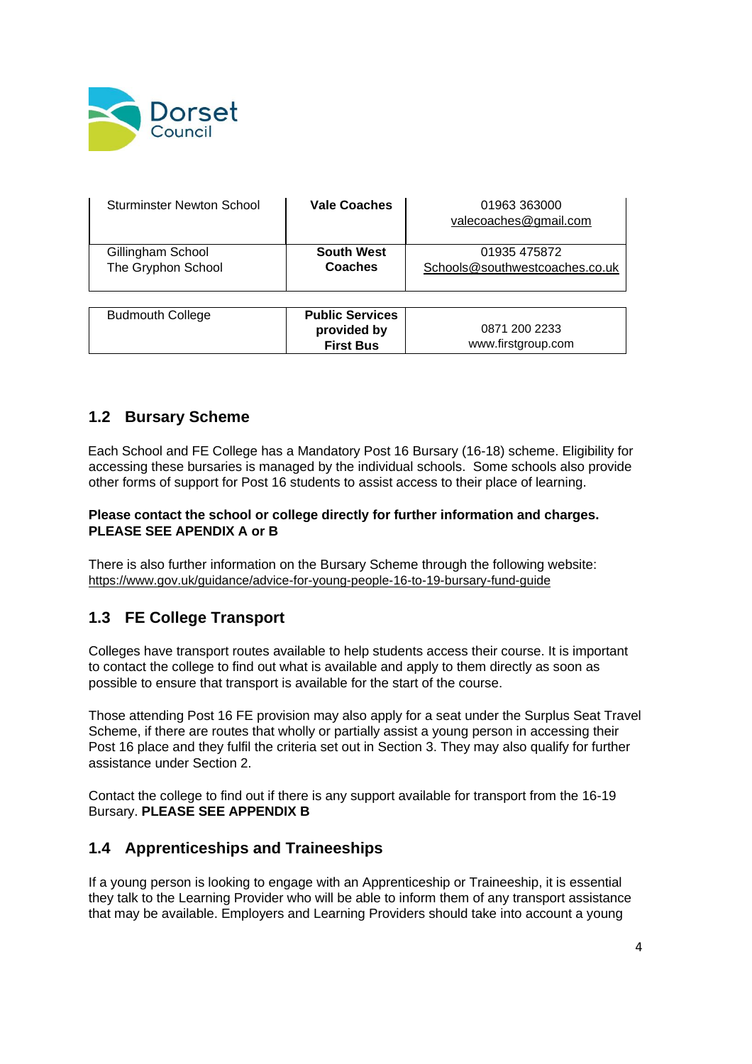| | | |
|---|---|---|
| Sturminster Newton School | **Vale Coaches** | 01963 363000 valecoaches@gmail.com |
| Gillingham School<br>The Gryphon School | **South West Coaches** | 01935 475872 Schools@southwestcoaches.co.uk |
| Budmouth College | **Public Services provided by First Bus** | 0871 200 2233 www.firstgroup.com |

## 1.2 Bursary Scheme

Each School and FE College has a Mandatory Post 16 Bursary (16-18) scheme. Eligibility for accessing these bursaries is managed by the individual schools. Some schools also provide other forms of support for Post 16 students to assist access to their place of learning.

**Please contact the school or college directly for further information and charges. PLEASE SEE APENDIX A or B**

There is also further information on the Bursary Scheme through the following website: https://www.gov.uk/guidance/advice-for-young-people-16-to-19-bursary-fund-guide

## 1.3 FE College Transport

Colleges have transport routes available to help students access their course. It is important to contact the college to find out what is available and apply to them directly as soon as possible to ensure that transport is available for the start of the course.

Those attending Post 16 FE provision may also apply for a seat under the Surplus Seat Travel Scheme, if there are routes that wholly or partially assist a young person in accessing their Post 16 place and they fulfil the criteria set out in Section 3. They may also qualify for further assistance under Section 2.

Contact the college to find out if there is any support available for transport from the 16-19 Bursary. **PLEASE SEE APPENDIX B**

## 1.4 Apprenticeships and Traineeships

If a young person is looking to engage with an Apprenticeship or Traineeship, it is essential they talk to the Learning Provider who will be able to inform them of any transport assistance that may be available. Employers and Learning Providers should take into account a young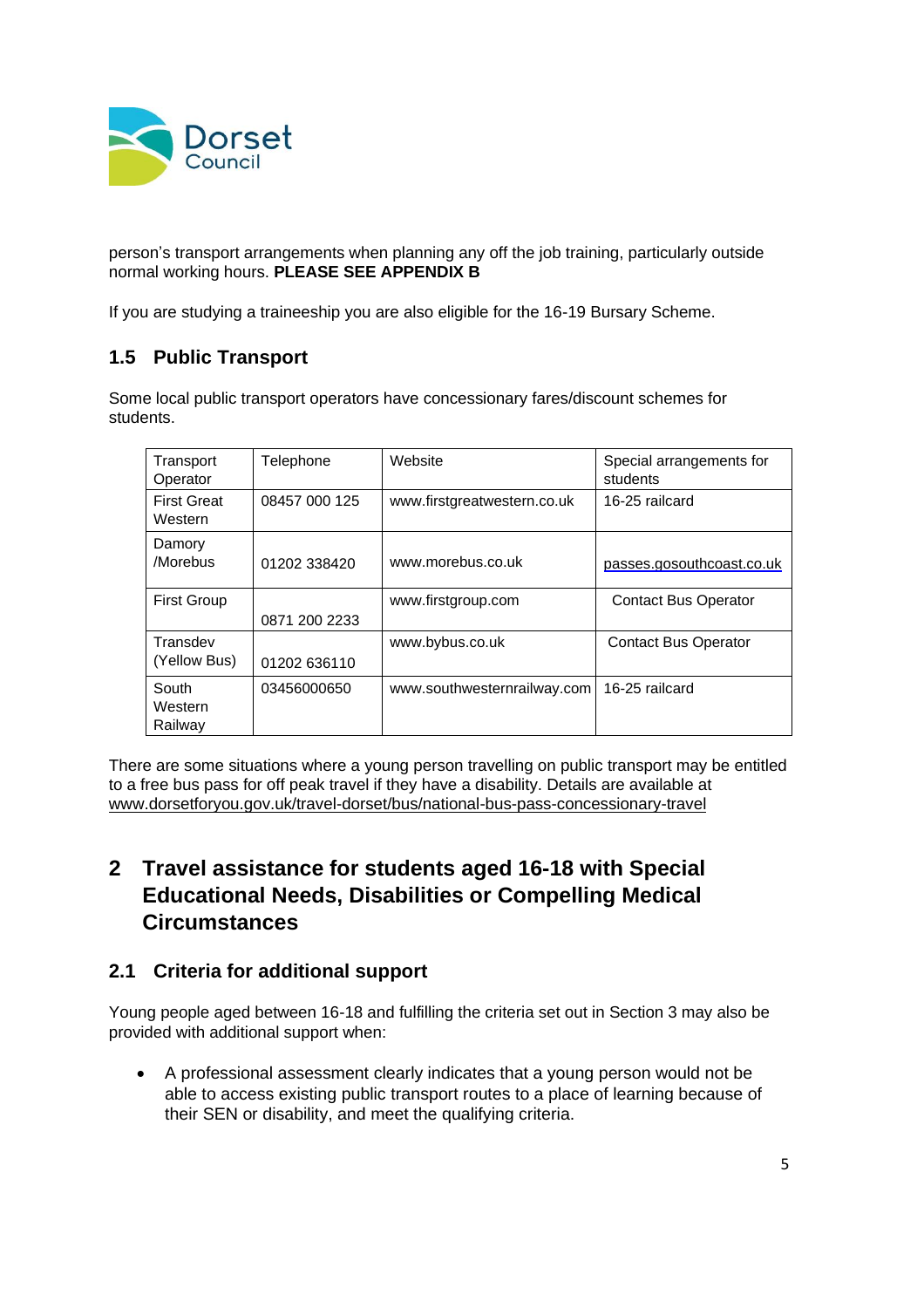person's transport arrangements when planning any off the job training, particularly outside normal working hours. **PLEASE SEE APPENDIX B**

If you are studying a traineeship you are also eligible for the 16-19 Bursary Scheme.

### 1.5 Public Transport

Some local public transport operators have concessionary fares/discount schemes for students.

| Transport Operator | Telephone | Website | Special arrangements for students |
| --- | --- | --- | --- |
| First Great Western | 08457 000 125 | www.firstgreatwestern.co.uk | 16-25 railcard |
| Damory /Morebus | 01202 338420 | www.morebus.co.uk | passes.gosouthcoast.co.uk |
| First Group | 0871 200 2233 | www.firstgroup.com | Contact Bus Operator |
| Transdev (Yellow Bus) | 01202 636110 | www.bybus.co.uk | Contact Bus Operator |
| South Western Railway | 03456000650 | www.southwesternrailway.com | 16-25 railcard |

There are some situations where a young person travelling on public transport may be entitled to a free bus pass for off peak travel if they have a disability. Details are available at www.dorsetforyou.gov.uk/travel-dorset/bus/national-bus-pass-concessionary-travel

## 2 Travel assistance for students aged 16-18 with Special Educational Needs, Disabilities or Compelling Medical Circumstances

### 2.1 Criteria for additional support

Young people aged between 16-18 and fulfilling the criteria set out in Section 3 may also be provided with additional support when:

- A professional assessment clearly indicates that a young person would not be able to access existing public transport routes to a place of learning because of their SEN or disability, and meet the qualifying criteria.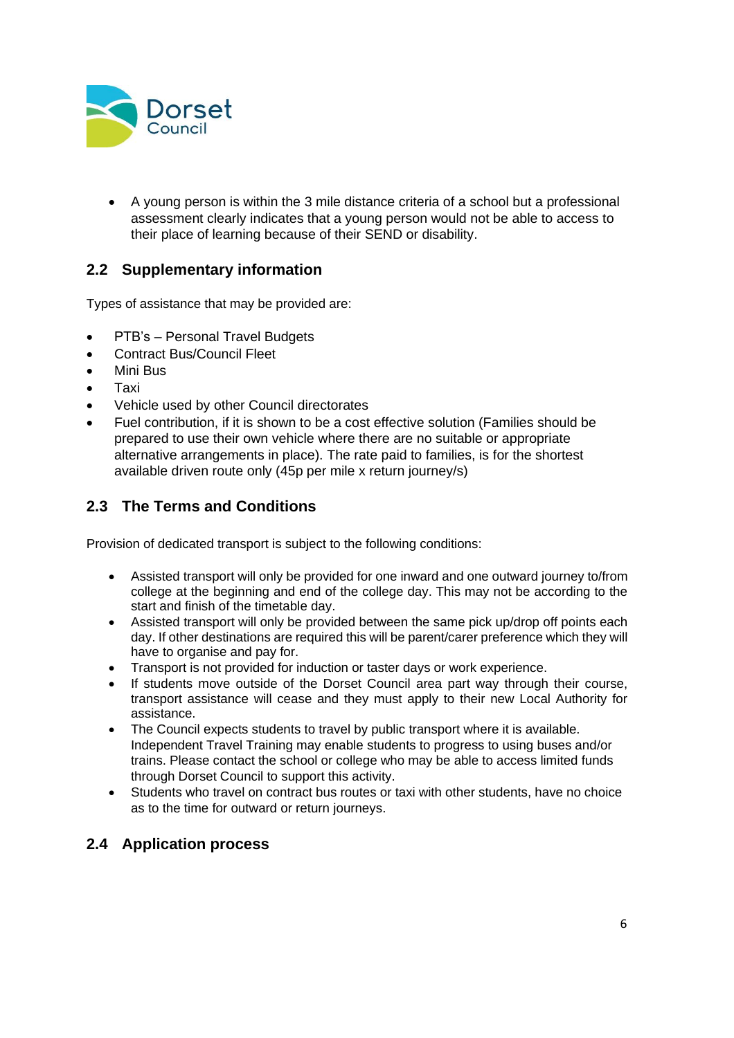- A young person is within the 3 mile distance criteria of a school but a professional assessment clearly indicates that a young person would not be able to access to their place of learning because of their SEND or disability.

## 2.2 Supplementary information

Types of assistance that may be provided are:

- PTB's – Personal Travel Budgets
- Contract Bus/Council Fleet
- Mini Bus
- Taxi
- Vehicle used by other Council directorates
- Fuel contribution, if it is shown to be a cost effective solution (Families should be prepared to use their own vehicle where there are no suitable or appropriate alternative arrangements in place). The rate paid to families, is for the shortest available driven route only (45p per mile x return journey/s)

## 2.3 The Terms and Conditions

Provision of dedicated transport is subject to the following conditions:

- Assisted transport will only be provided for one inward and one outward journey to/from college at the beginning and end of the college day. This may not be according to the start and finish of the timetable day.
- Assisted transport will only be provided between the same pick up/drop off points each day. If other destinations are required this will be parent/carer preference which they will have to organise and pay for.
- Transport is not provided for induction or taster days or work experience.
- If students move outside of the Dorset Council area part way through their course, transport assistance will cease and they must apply to their new Local Authority for assistance.
- The Council expects students to travel by public transport where it is available. Independent Travel Training may enable students to progress to using buses and/or trains. Please contact the school or college who may be able to access limited funds through Dorset Council to support this activity.
- Students who travel on contract bus routes or taxi with other students, have no choice as to the time for outward or return journeys.

## 2.4 Application process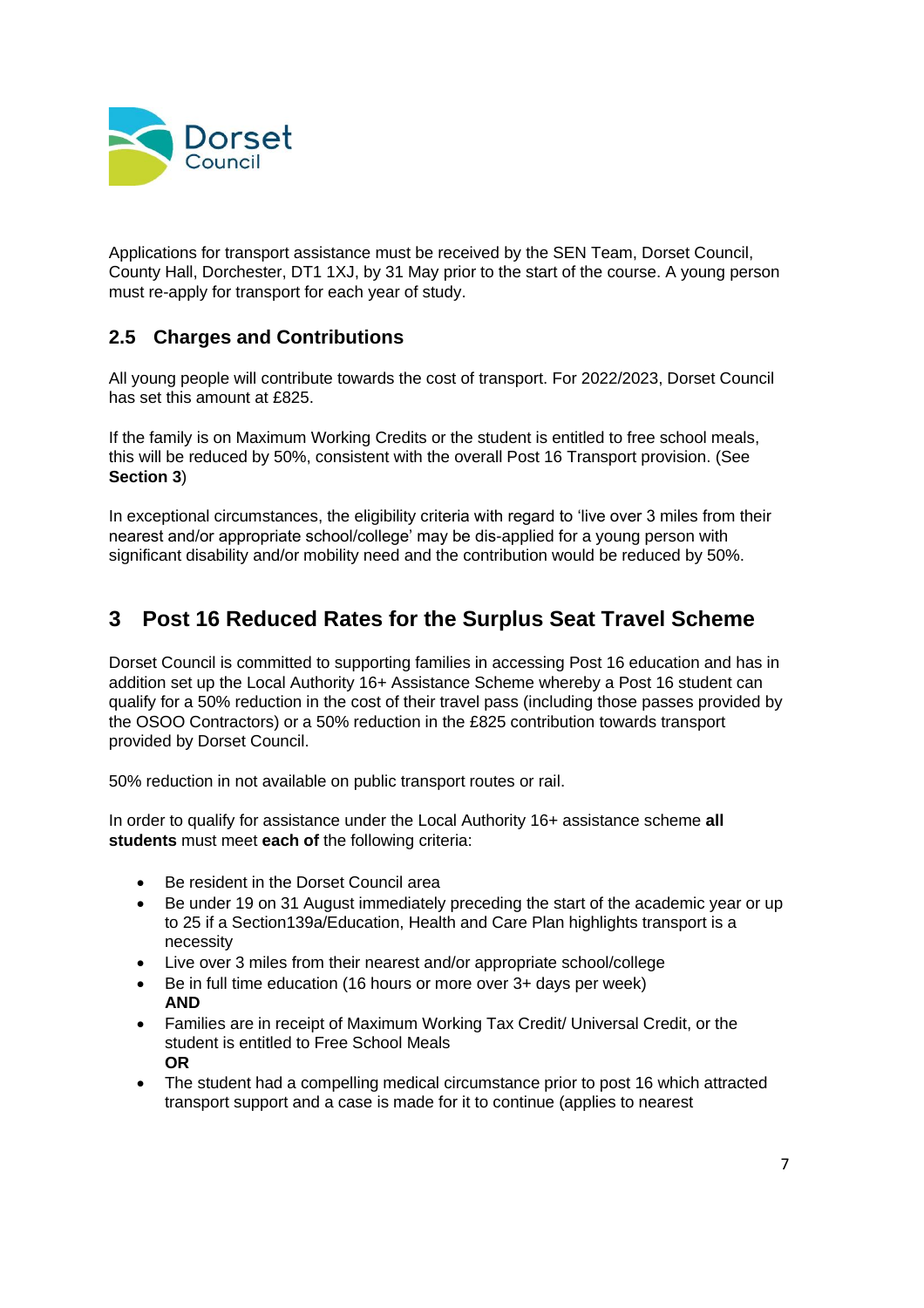Applications for transport assistance must be received by the SEN Team, Dorset Council, County Hall, Dorchester, DT1 1XJ, by 31 May prior to the start of the course. A young person must re-apply for transport for each year of study.

### 2.5 Charges and Contributions

All young people will contribute towards the cost of transport. For 2022/2023, Dorset Council has set this amount at £825.

If the family is on Maximum Working Credits or the student is entitled to free school meals, this will be reduced by 50%, consistent with the overall Post 16 Transport provision. (See **Section 3**)

In exceptional circumstances, the eligibility criteria with regard to 'live over 3 miles from their nearest and/or appropriate school/college' may be dis-applied for a young person with significant disability and/or mobility need and the contribution would be reduced by 50%.

## 3 Post 16 Reduced Rates for the Surplus Seat Travel Scheme

Dorset Council is committed to supporting families in accessing Post 16 education and has in addition set up the Local Authority 16+ Assistance Scheme whereby a Post 16 student can qualify for a 50% reduction in the cost of their travel pass (including those passes provided by the OSOO Contractors) or a 50% reduction in the £825 contribution towards transport provided by Dorset Council.

50% reduction in not available on public transport routes or rail.

In order to qualify for assistance under the Local Authority 16+ assistance scheme **all students** must meet **each of** the following criteria:

- Be resident in the Dorset Council area
- Be under 19 on 31 August immediately preceding the start of the academic year or up to 25 if a Section139a/Education, Health and Care Plan highlights transport is a necessity
- Live over 3 miles from their nearest and/or appropriate school/college
- Be in full time education (16 hours or more over 3+ days per week)
  **AND**
- Families are in receipt of Maximum Working Tax Credit/ Universal Credit, or the student is entitled to Free School Meals
  **OR**
- The student had a compelling medical circumstance prior to post 16 which attracted transport support and a case is made for it to continue (applies to nearest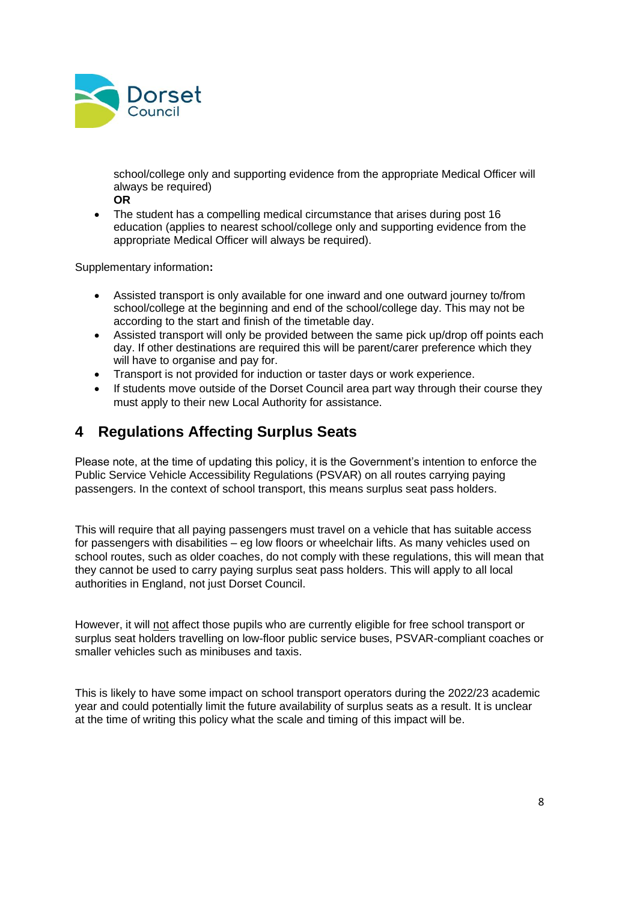school/college only and supporting evidence from the appropriate Medical Officer will always be required)

**OR**

- The student has a compelling medical circumstance that arises during post 16 education (applies to nearest school/college only and supporting evidence from the appropriate Medical Officer will always be required).

Supplementary information**:**

- Assisted transport is only available for one inward and one outward journey to/from school/college at the beginning and end of the school/college day. This may not be according to the start and finish of the timetable day.
- Assisted transport will only be provided between the same pick up/drop off points each day. If other destinations are required this will be parent/carer preference which they will have to organise and pay for.
- Transport is not provided for induction or taster days or work experience.
- If students move outside of the Dorset Council area part way through their course they must apply to their new Local Authority for assistance.

## 4 Regulations Affecting Surplus Seats

Please note, at the time of updating this policy, it is the Government's intention to enforce the Public Service Vehicle Accessibility Regulations (PSVAR) on all routes carrying paying passengers. In the context of school transport, this means surplus seat pass holders.

This will require that all paying passengers must travel on a vehicle that has suitable access for passengers with disabilities – eg low floors or wheelchair lifts. As many vehicles used on school routes, such as older coaches, do not comply with these regulations, this will mean that they cannot be used to carry paying surplus seat pass holders. This will apply to all local authorities in England, not just Dorset Council.

However, it will <u>not</u> affect those pupils who are currently eligible for free school transport or surplus seat holders travelling on low-floor public service buses, PSVAR-compliant coaches or smaller vehicles such as minibuses and taxis.

This is likely to have some impact on school transport operators during the 2022/23 academic year and could potentially limit the future availability of surplus seats as a result. It is unclear at the time of writing this policy what the scale and timing of this impact will be.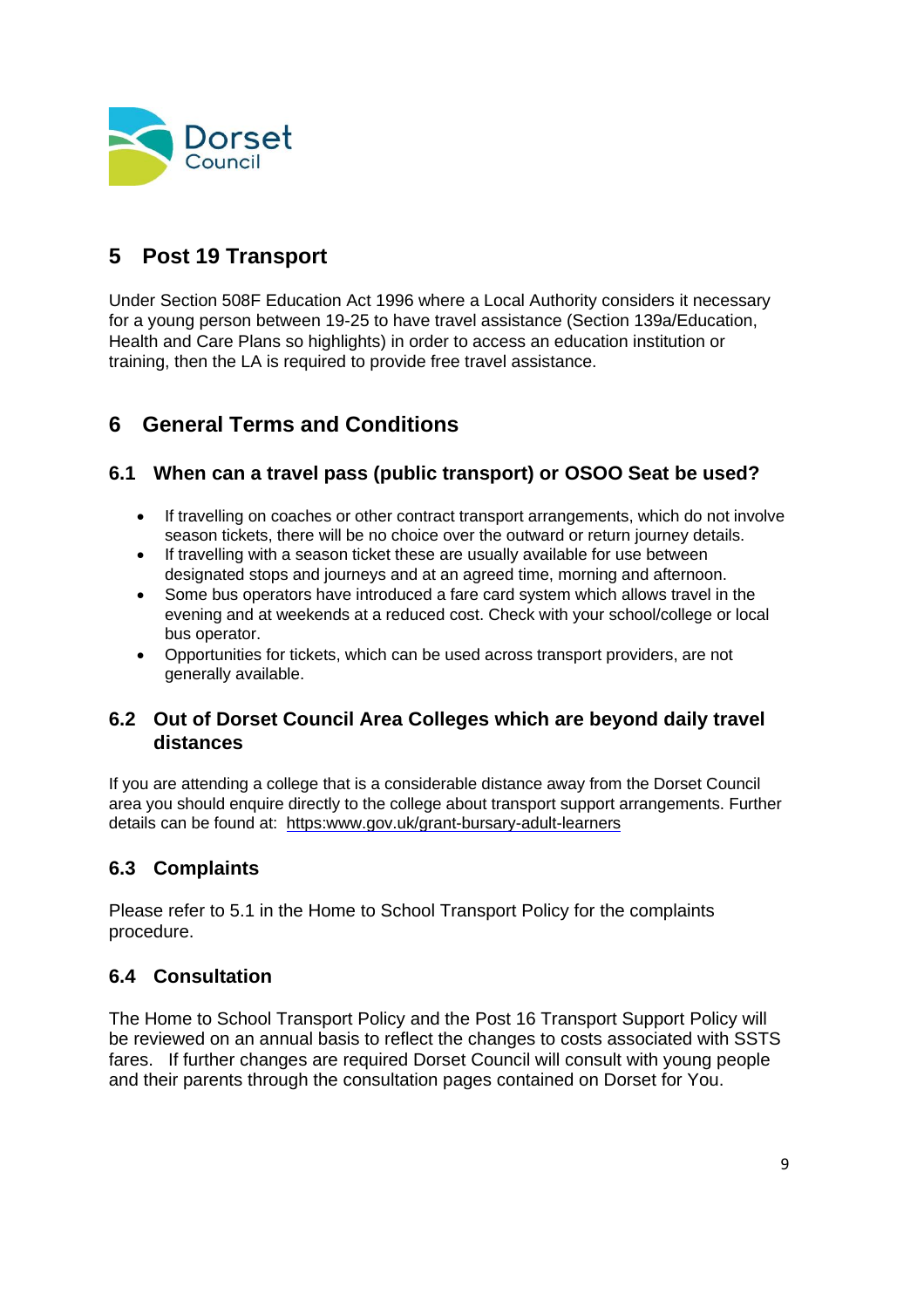## 5 Post 19 Transport

Under Section 508F Education Act 1996 where a Local Authority considers it necessary for a young person between 19-25 to have travel assistance (Section 139a/Education, Health and Care Plans so highlights) in order to access an education institution or training, then the LA is required to provide free travel assistance.

## 6 General Terms and Conditions

### 6.1 When can a travel pass (public transport) or OSOO Seat be used?

- If travelling on coaches or other contract transport arrangements, which do not involve season tickets, there will be no choice over the outward or return journey details.
- If travelling with a season ticket these are usually available for use between designated stops and journeys and at an agreed time, morning and afternoon.
- Some bus operators have introduced a fare card system which allows travel in the evening and at weekends at a reduced cost. Check with your school/college or local bus operator.
- Opportunities for tickets, which can be used across transport providers, are not generally available.

### 6.2 Out of Dorset Council Area Colleges which are beyond daily travel distances

If you are attending a college that is a considerable distance away from the Dorset Council area you should enquire directly to the college about transport support arrangements. Further details can be found at: https:www.gov.uk/grant-bursary-adult-learners

### 6.3 Complaints

Please refer to 5.1 in the Home to School Transport Policy for the complaints procedure.

### 6.4 Consultation

The Home to School Transport Policy and the Post 16 Transport Support Policy will be reviewed on an annual basis to reflect the changes to costs associated with SSTS fares. If further changes are required Dorset Council will consult with young people and their parents through the consultation pages contained on Dorset for You.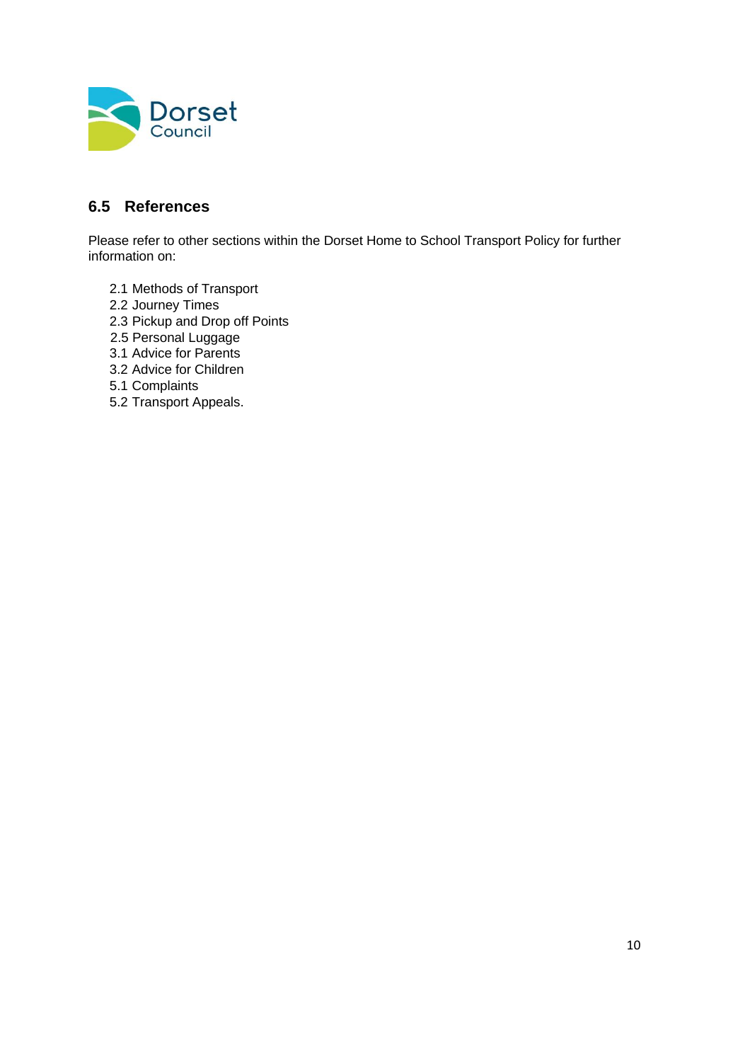## 6.5 References

Please refer to other sections within the Dorset Home to School Transport Policy for further information on:

- 2.1 Methods of Transport
- 2.2 Journey Times
- 2.3 Pickup and Drop off Points
- 2.5 Personal Luggage
- 3.1 Advice for Parents
- 3.2 Advice for Children
- 5.1 Complaints
- 5.2 Transport Appeals.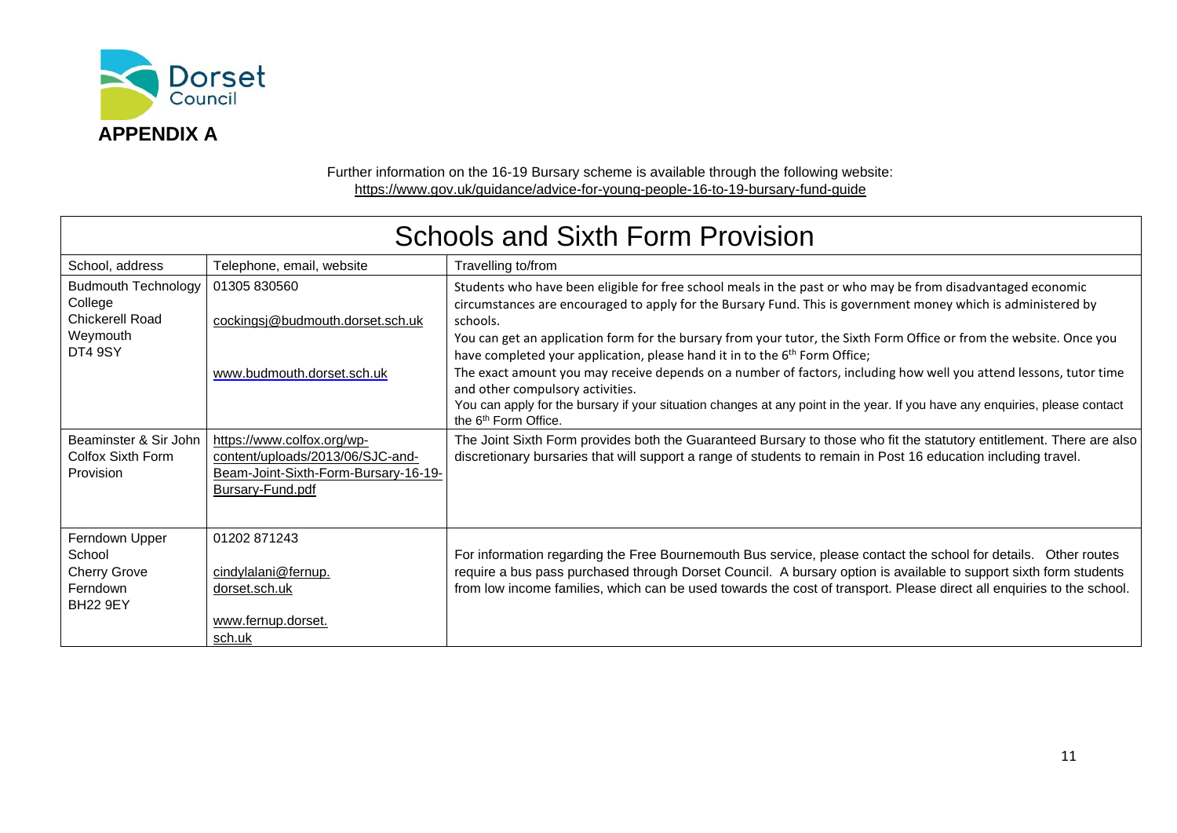**APPENDIX A**

Further information on the 16-19 Bursary scheme is available through the following website:
https://www.gov.uk/guidance/advice-for-young-people-16-to-19-bursary-fund-guide

## Schools and Sixth Form Provision

| School, address | Telephone, email, website | Travelling to/from |
|---|---|---|
| Budmouth Technology College<br>Chickerell Road<br>Weymouth<br>DT4 9SY | 01305 830560<br><br>cockingsj@budmouth.dorset.sch.uk<br><br>www.budmouth.dorset.sch.uk | Students who have been eligible for free school meals in the past or who may be from disadvantaged economic circumstances are encouraged to apply for the Bursary Fund. This is government money which is administered by schools.<br>You can get an application form for the bursary from your tutor, the Sixth Form Office or from the website. Once you have completed your application, please hand it in to the 6th Form Office;<br>The exact amount you may receive depends on a number of factors, including how well you attend lessons, tutor time and other compulsory activities.<br>You can apply for the bursary if your situation changes at any point in the year. If you have any enquiries, please contact the 6th Form Office. |
| Beaminster & Sir John Colfox Sixth Form Provision | https://www.colfox.org/wp-content/uploads/2013/06/SJC-and-Beam-Joint-Sixth-Form-Bursary-16-19-Bursary-Fund.pdf | The Joint Sixth Form provides both the Guaranteed Bursary to those who fit the statutory entitlement. There are also discretionary bursaries that will support a range of students to remain in Post 16 education including travel. |
| Ferndown Upper School<br>Cherry Grove<br>Ferndown<br>BH22 9EY | 01202 871243<br><br>cindylalani@fernup.dorset.sch.uk<br><br>www.fernup.dorset.sch.uk | For information regarding the Free Bournemouth Bus service, please contact the school for details. Other routes require a bus pass purchased through Dorset Council. A bursary option is available to support sixth form students from low income families, which can be used towards the cost of transport. Please direct all enquiries to the school. |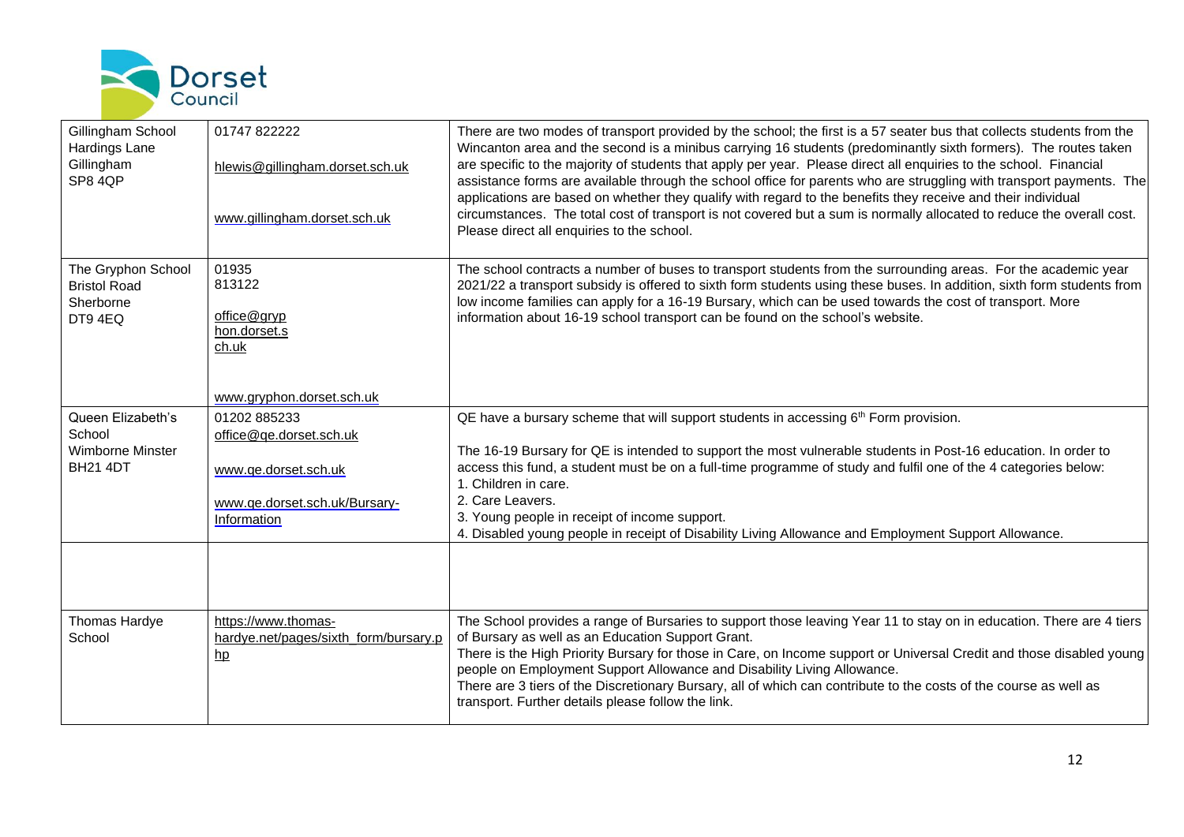| | | |
|---|---|---|
| Gillingham School<br>Hardings Lane<br>Gillingham<br>SP8 4QP | 01747 822222<br><br>hlewis@gillingham.dorset.sch.uk<br><br>www.gillingham.dorset.sch.uk | There are two modes of transport provided by the school; the first is a 57 seater bus that collects students from the Wincanton area and the second is a minibus carrying 16 students (predominantly sixth formers). The routes taken are specific to the majority of students that apply per year. Please direct all enquiries to the school. Financial assistance forms are available through the school office for parents who are struggling with transport payments. The applications are based on whether they qualify with regard to the benefits they receive and their individual circumstances. The total cost of transport is not covered but a sum is normally allocated to reduce the overall cost. Please direct all enquiries to the school. |
| The Gryphon School<br>Bristol Road<br>Sherborne<br>DT9 4EQ | 01935 813122<br><br>office@gryphon.dorset.sch.uk<br><br>www.gryphon.dorset.sch.uk | The school contracts a number of buses to transport students from the surrounding areas. For the academic year 2021/22 a transport subsidy is offered to sixth form students using these buses. In addition, sixth form students from low income families can apply for a 16-19 Bursary, which can be used towards the cost of transport. More information about 16-19 school transport can be found on the school's website. |
| Queen Elizabeth's School<br>Wimborne Minster<br>BH21 4DT | 01202 885233<br>office@qe.dorset.sch.uk<br><br>www.qe.dorset.sch.uk<br><br>www.qe.dorset.sch.uk/Bursary-Information | QE have a bursary scheme that will support students in accessing 6th Form provision.<br><br>The 16-19 Bursary for QE is intended to support the most vulnerable students in Post-16 education. In order to access this fund, a student must be on a full-time programme of study and fulfil one of the 4 categories below:<br>1. Children in care.<br>2. Care Leavers.<br>3. Young people in receipt of income support.<br>4. Disabled young people in receipt of Disability Living Allowance and Employment Support Allowance. |
| | | |
| Thomas Hardye School | https://www.thomas-hardye.net/pages/sixth_form/bursary.php | The School provides a range of Bursaries to support those leaving Year 11 to stay on in education. There are 4 tiers of Bursary as well as an Education Support Grant.<br>There is the High Priority Bursary for those in Care, on Income support or Universal Credit and those disabled young people on Employment Support Allowance and Disability Living Allowance.<br>There are 3 tiers of the Discretionary Bursary, all of which can contribute to the costs of the course as well as transport. Further details please follow the link. |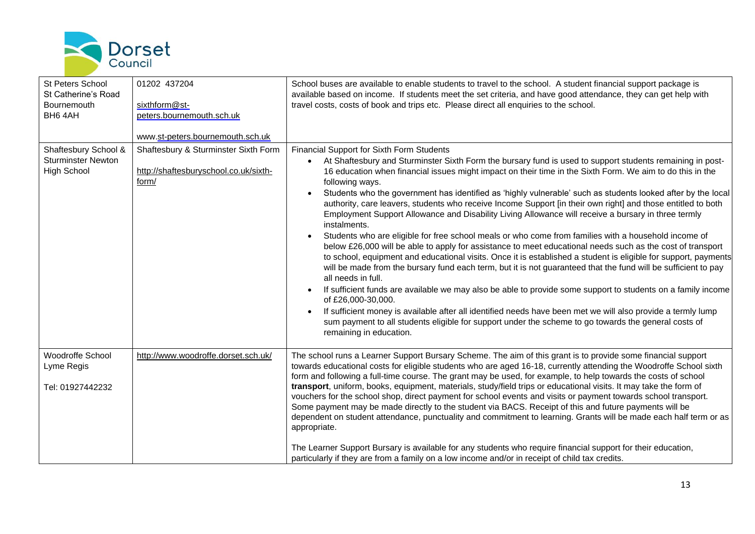| | | |
|---|---|---|
| St Peters School<br>St Catherine's Road<br>Bournemouth<br>BH6 4AH | 01202 437204<br><br>sixthform@st-peters.bournemouth.sch.uk<br><br>www.st-peters.bournemouth.sch.uk | School buses are available to enable students to travel to the school. A student financial support package is available based on income. If students meet the set criteria, and have good attendance, they can get help with travel costs, costs of book and trips etc. Please direct all enquiries to the school. |
| Shaftesbury School & Sturminster Newton High School | Shaftesbury & Sturminster Sixth Form<br><br>http://shaftesburyschool.co.uk/sixth-form/ | Financial Support for Sixth Form Students<br>• At Shaftesbury and Sturminster Sixth Form the bursary fund is used to support students remaining in post-16 education when financial issues might impact on their time in the Sixth Form. We aim to do this in the following ways.<br>• Students who the government has identified as 'highly vulnerable' such as students looked after by the local authority, care leavers, students who receive Income Support [in their own right] and those entitled to both Employment Support Allowance and Disability Living Allowance will receive a bursary in three termly instalments.<br>• Students who are eligible for free school meals or who come from families with a household income of below £26,000 will be able to apply for assistance to meet educational needs such as the cost of transport to school, equipment and educational visits. Once it is established a student is eligible for support, payments will be made from the bursary fund each term, but it is not guaranteed that the fund will be sufficient to pay all needs in full.<br>• If sufficient funds are available we may also be able to provide some support to students on a family income of £26,000-30,000.<br>• If sufficient money is available after all identified needs have been met we will also provide a termly lump sum payment to all students eligible for support under the scheme to go towards the general costs of remaining in education. |
| Woodroffe School<br>Lyme Regis<br><br>Tel: 01927442232 | http://www.woodroffe.dorset.sch.uk/ | The school runs a Learner Support Bursary Scheme. The aim of this grant is to provide some financial support towards educational costs for eligible students who are aged 16-18, currently attending the Woodroffe School sixth form and following a full-time course. The grant may be used, for example, to help towards the costs of school **transport**, uniform, books, equipment, materials, study/field trips or educational visits. It may take the form of vouchers for the school shop, direct payment for school events and visits or payment towards school transport. Some payment may be made directly to the student via BACS. Receipt of this and future payments will be dependent on student attendance, punctuality and commitment to learning. Grants will be made each half term or as appropriate.<br><br>The Learner Support Bursary is available for any students who require financial support for their education, particularly if they are from a family on a low income and/or in receipt of child tax credits. |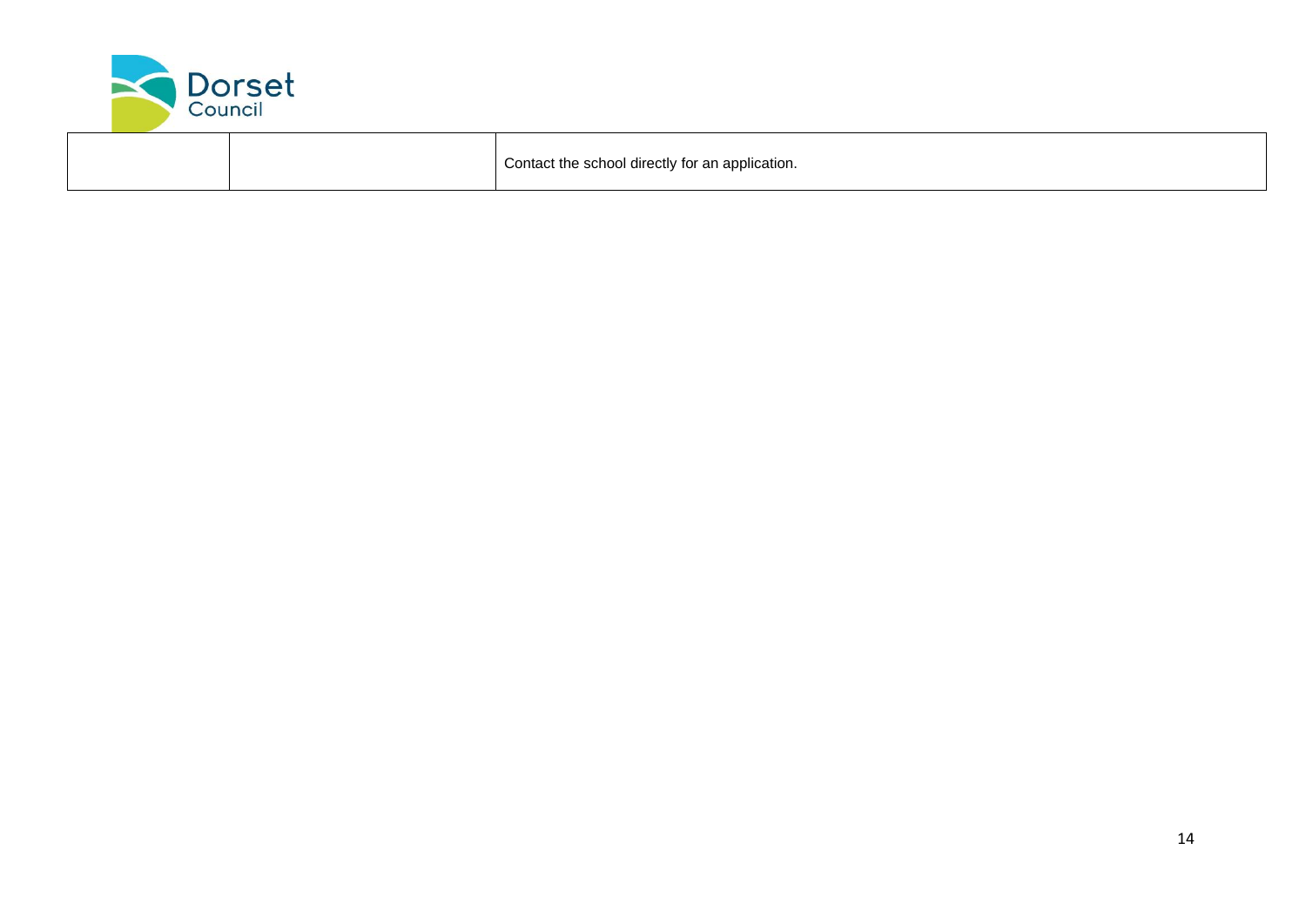| | | |
|---|---|---|
| | | Contact the school directly for an application. |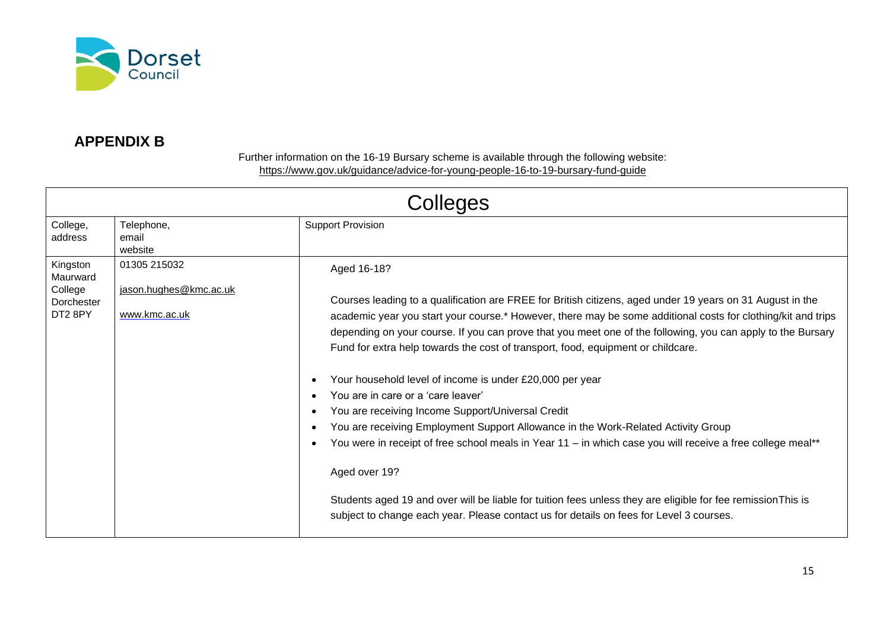## APPENDIX B

Further information on the 16-19 Bursary scheme is available through the following website: https://www.gov.uk/guidance/advice-for-young-people-16-to-19-bursary-fund-guide

| Colleges | | |
|---|---|---|
| College, address | Telephone, email website | Support Provision |
| Kingston Maurward College Dorchester DT2 8PY | 01305 215032<br><br>jason.hughes@kmc.ac.uk<br><br>www.kmc.ac.uk | Aged 16-18?<br><br>Courses leading to a qualification are FREE for British citizens, aged under 19 years on 31 August in the academic year you start your course.* However, there may be some additional costs for clothing/kit and trips depending on your course. If you can prove that you meet one of the following, you can apply to the Bursary Fund for extra help towards the cost of transport, food, equipment or childcare.<br><br>• Your household level of income is under £20,000 per year<br>• You are in care or a 'care leaver'<br>• You are receiving Income Support/Universal Credit<br>• You are receiving Employment Support Allowance in the Work-Related Activity Group<br>• You were in receipt of free school meals in Year 11 – in which case you will receive a free college meal**<br><br>Aged over 19?<br><br>Students aged 19 and over will be liable for tuition fees unless they are eligible for fee remissionThis is subject to change each year. Please contact us for details on fees for Level 3 courses. |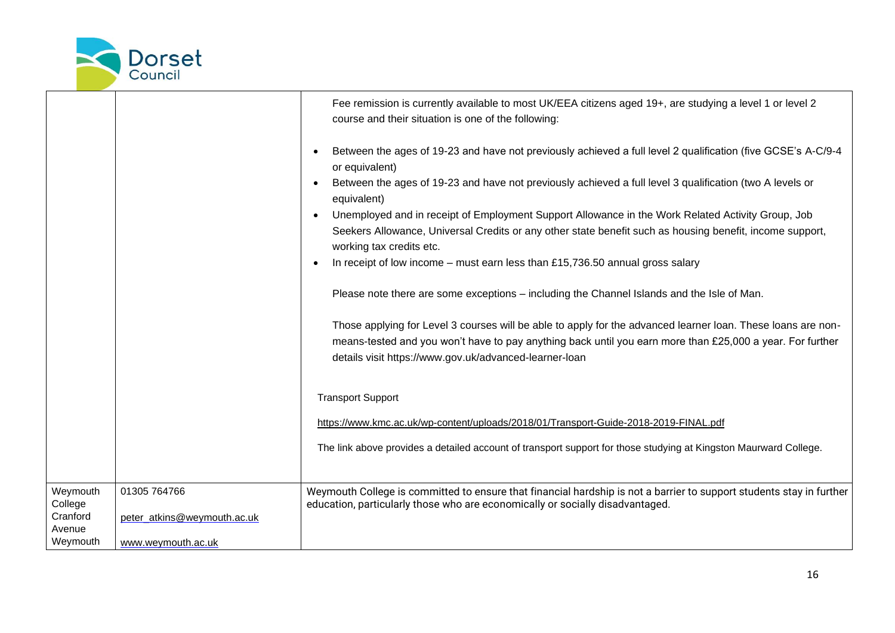| | | |
|---|---|---|
| | | Fee remission is currently available to most UK/EEA citizens aged 19+, are studying a level 1 or level 2 course and their situation is one of the following:<br><br>• Between the ages of 19-23 and have not previously achieved a full level 2 qualification (five GCSE's A-C/9-4 or equivalent)<br>• Between the ages of 19-23 and have not previously achieved a full level 3 qualification (two A levels or equivalent)<br>• Unemployed and in receipt of Employment Support Allowance in the Work Related Activity Group, Job Seekers Allowance, Universal Credits or any other state benefit such as housing benefit, income support, working tax credits etc.<br>• In receipt of low income – must earn less than £15,736.50 annual gross salary<br><br>Please note there are some exceptions – including the Channel Islands and the Isle of Man.<br><br>Those applying for Level 3 courses will be able to apply for the advanced learner loan. These loans are non-means-tested and you won't have to pay anything back until you earn more than £25,000 a year. For further details visit https://www.gov.uk/advanced-learner-loan<br><br>Transport Support<br><br>https://www.kmc.ac.uk/wp-content/uploads/2018/01/Transport-Guide-2018-2019-FINAL.pdf<br><br>The link above provides a detailed account of transport support for those studying at Kingston Maurward College. |
| Weymouth College<br>Cranford Avenue<br>Weymouth | 01305 764766<br><br>peter_atkins@weymouth.ac.uk<br><br>www.weymouth.ac.uk | Weymouth College is committed to ensure that financial hardship is not a barrier to support students stay in further education, particularly those who are economically or socially disadvantaged. |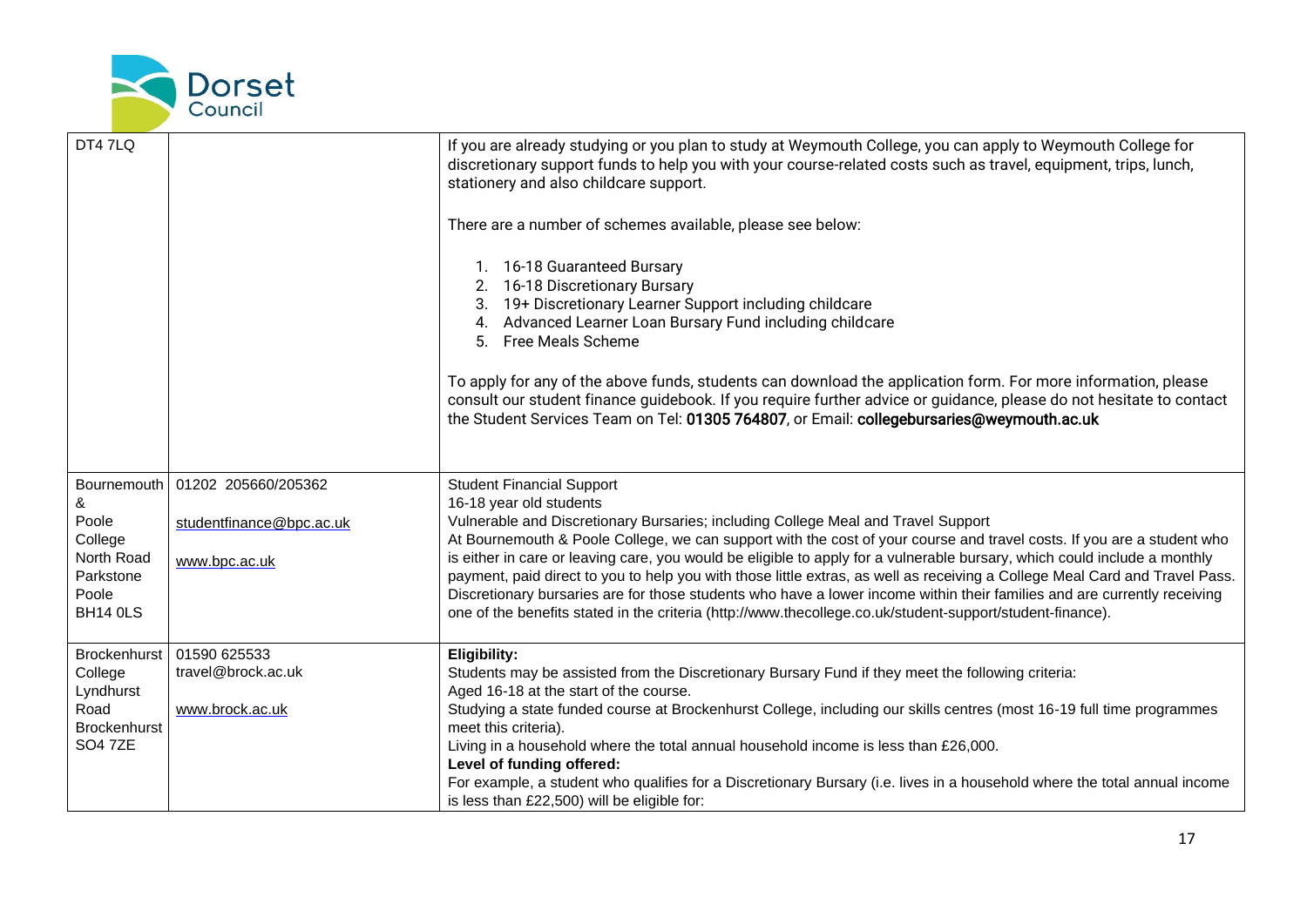| | | |
|---|---|---|
| DT4 7LQ | | If you are already studying or you plan to study at Weymouth College, you can apply to Weymouth College for discretionary support funds to help you with your course-related costs such as travel, equipment, trips, lunch, stationery and also childcare support.<br><br>There are a number of schemes available, please see below:<br><br>1. 16-18 Guaranteed Bursary<br>2. 16-18 Discretionary Bursary<br>3. 19+ Discretionary Learner Support including childcare<br>4. Advanced Learner Loan Bursary Fund including childcare<br>5. Free Meals Scheme<br><br>To apply for any of the above funds, students can download the application form. For more information, please consult our student finance guidebook. If you require further advice or guidance, please do not hesitate to contact the Student Services Team on Tel: **01305 764807**, or Email: **collegebursaries@weymouth.ac.uk** |
| Bournemouth & Poole College North Road Parkstone Poole BH14 0LS | 01202 205660/205362<br><br>studentfinance@bpc.ac.uk<br><br>www.bpc.ac.uk | Student Financial Support<br>16-18 year old students<br>Vulnerable and Discretionary Bursaries; including College Meal and Travel Support<br>At Bournemouth & Poole College, we can support with the cost of your course and travel costs. If you are a student who is either in care or leaving care, you would be eligible to apply for a vulnerable bursary, which could include a monthly payment, paid direct to you to help you with those little extras, as well as receiving a College Meal Card and Travel Pass. Discretionary bursaries are for those students who have a lower income within their families and are currently receiving one of the benefits stated in the criteria (http://www.thecollege.co.uk/student-support/student-finance). |
| Brockenhurst College Lyndhurst Road Brockenhurst SO4 7ZE | 01590 625533<br>travel@brock.ac.uk<br><br>www.brock.ac.uk | **Eligibility:**<br>Students may be assisted from the Discretionary Bursary Fund if they meet the following criteria:<br>Aged 16-18 at the start of the course.<br>Studying a state funded course at Brockenhurst College, including our skills centres (most 16-19 full time programmes meet this criteria).<br>Living in a household where the total annual household income is less than £26,000.<br>**Level of funding offered:**<br>For example, a student who qualifies for a Discretionary Bursary (i.e. lives in a household where the total annual income is less than £22,500) will be eligible for: |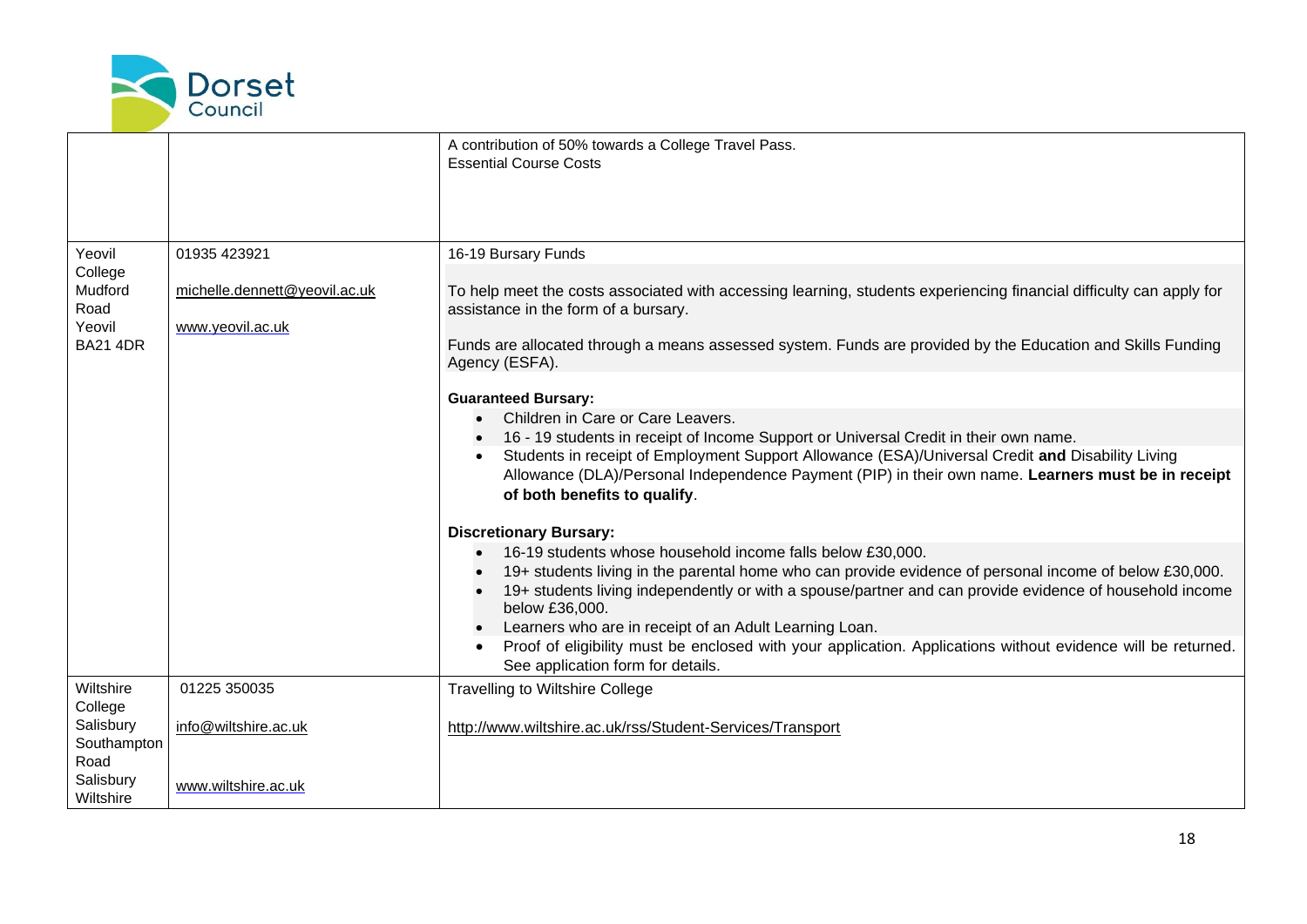| | | |
|---|---|---|
| | | A contribution of 50% towards a College Travel Pass.<br>Essential Course Costs |
| Yeovil College<br>Mudford Road<br>Yeovil<br>BA21 4DR | 01935 423921<br><br>michelle.dennett@yeovil.ac.uk<br><br>www.yeovil.ac.uk | 16-19 Bursary Funds<br><br>To help meet the costs associated with accessing learning, students experiencing financial difficulty can apply for assistance in the form of a bursary.<br><br>Funds are allocated through a means assessed system. Funds are provided by the Education and Skills Funding Agency (ESFA).<br><br>**Guaranteed Bursary:**<br>• Children in Care or Care Leavers.<br>• 16 - 19 students in receipt of Income Support or Universal Credit in their own name.<br>• Students in receipt of Employment Support Allowance (ESA)/Universal Credit **and** Disability Living Allowance (DLA)/Personal Independence Payment (PIP) in their own name. **Learners must be in receipt of both benefits to qualify**.<br><br>**Discretionary Bursary:**<br>• 16-19 students whose household income falls below £30,000.<br>• 19+ students living in the parental home who can provide evidence of personal income of below £30,000.<br>• 19+ students living independently or with a spouse/partner and can provide evidence of household income below £36,000.<br>• Learners who are in receipt of an Adult Learning Loan.<br>• Proof of eligibility must be enclosed with your application. Applications without evidence will be returned. See application form for details. |
| Wiltshire College<br>Salisbury<br>Southampton Road<br>Salisbury<br>Wiltshire | 01225 350035<br><br>info@wiltshire.ac.uk<br><br>www.wiltshire.ac.uk | Travelling to Wiltshire College<br><br>http://www.wiltshire.ac.uk/rss/Student-Services/Transport |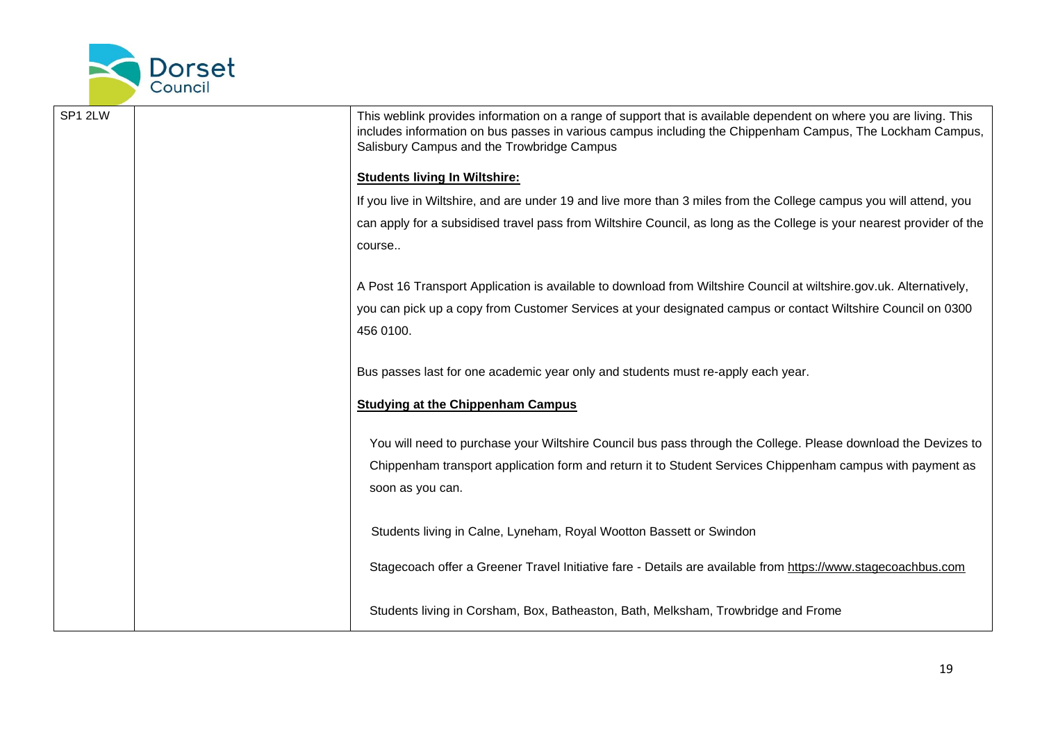| SP1 2LW | | This weblink provides information on a range of support that is available dependent on where you are living. This includes information on bus passes in various campus including the Chippenham Campus, The Lockham Campus, Salisbury Campus and the Trowbridge Campus<br><br>**Students living In Wiltshire:**<br><br>If you live in Wiltshire, and are under 19 and live more than 3 miles from the College campus you will attend, you can apply for a subsidised travel pass from Wiltshire Council, as long as the College is your nearest provider of the course..<br><br>A Post 16 Transport Application is available to download from Wiltshire Council at wiltshire.gov.uk. Alternatively, you can pick up a copy from Customer Services at your designated campus or contact Wiltshire Council on 0300 456 0100.<br><br>Bus passes last for one academic year only and students must re-apply each year.<br><br>**Studying at the Chippenham Campus**<br><br>You will need to purchase your Wiltshire Council bus pass through the College. Please download the Devizes to Chippenham transport application form and return it to Student Services Chippenham campus with payment as soon as you can.<br><br>Students living in Calne, Lyneham, Royal Wootton Bassett or Swindon<br><br>Stagecoach offer a Greener Travel Initiative fare - Details are available from https://www.stagecoachbus.com<br><br>Students living in Corsham, Box, Batheaston, Bath, Melksham, Trowbridge and Frome |
|---|---|---|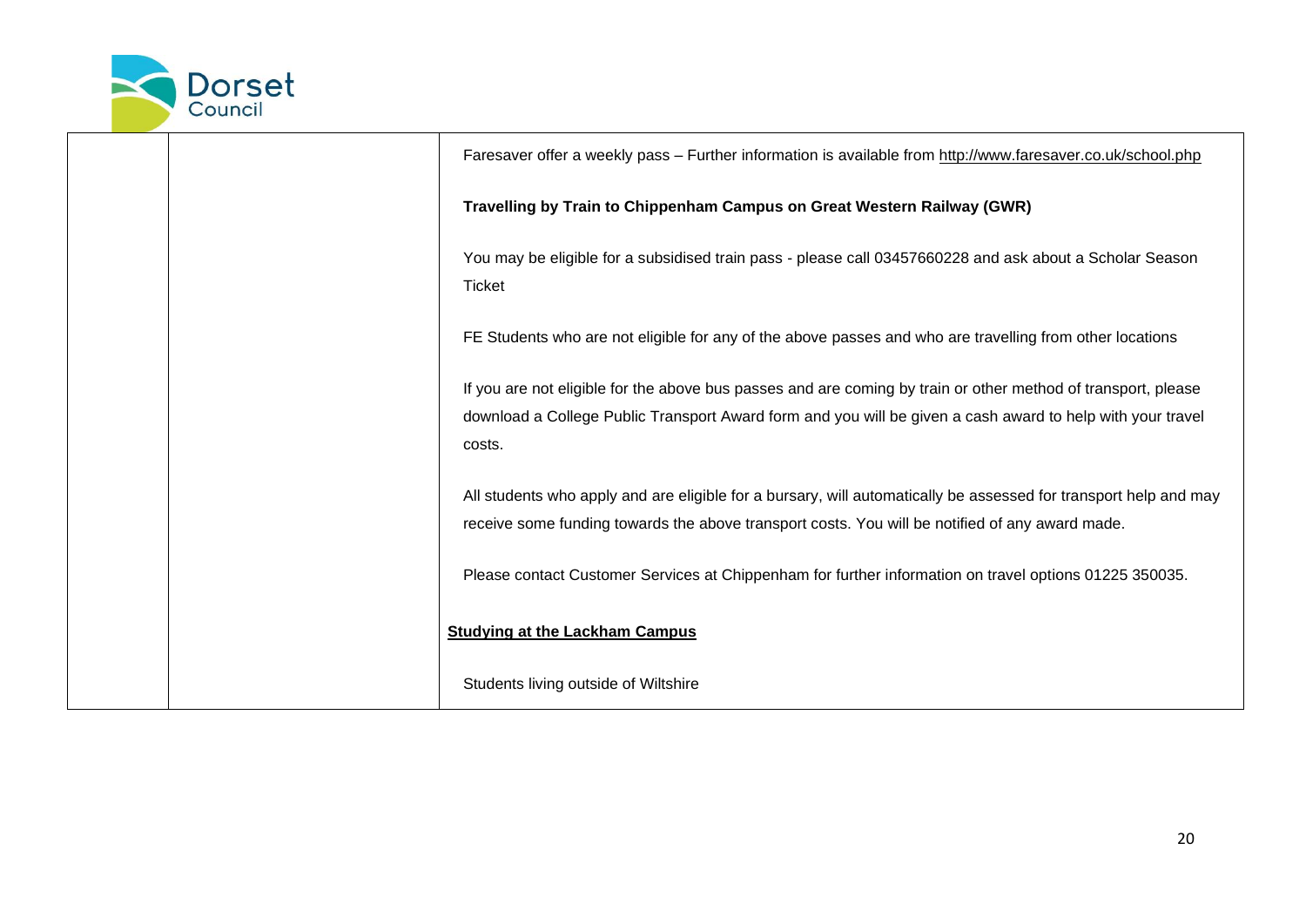| | | Faresaver offer a weekly pass – Further information is available from http://www.faresaver.co.uk/school.php<br><br>**Travelling by Train to Chippenham Campus on Great Western Railway (GWR)**<br><br>You may be eligible for a subsidised train pass - please call 03457660228 and ask about a Scholar Season Ticket<br><br>FE Students who are not eligible for any of the above passes and who are travelling from other locations<br><br>If you are not eligible for the above bus passes and are coming by train or other method of transport, please download a College Public Transport Award form and you will be given a cash award to help with your travel costs.<br><br>All students who apply and are eligible for a bursary, will automatically be assessed for transport help and may receive some funding towards the above transport costs. You will be notified of any award made.<br><br>Please contact Customer Services at Chippenham for further information on travel options 01225 350035.<br><br>**<u>Studying at the Lackham Campus</u>**<br><br>Students living outside of Wiltshire |
|---|---|---|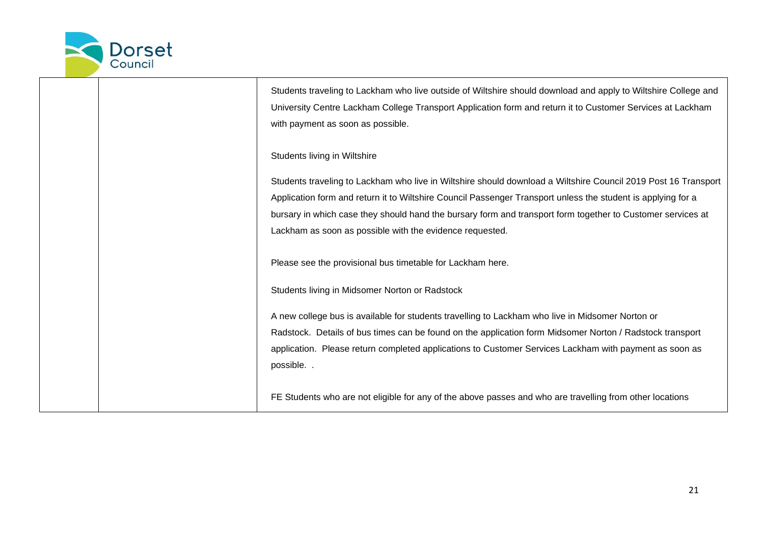| | | |
|---|---|---|
| | | Students traveling to Lackham who live outside of Wiltshire should download and apply to Wiltshire College and University Centre Lackham College Transport Application form and return it to Customer Services at Lackham with payment as soon as possible.<br><br>Students living in Wiltshire<br><br>Students traveling to Lackham who live in Wiltshire should download a Wiltshire Council 2019 Post 16 Transport Application form and return it to Wiltshire Council Passenger Transport unless the student is applying for a bursary in which case they should hand the bursary form and transport form together to Customer services at Lackham as soon as possible with the evidence requested.<br><br>Please see the provisional bus timetable for Lackham here.<br><br>Students living in Midsomer Norton or Radstock<br><br>A new college bus is available for students travelling to Lackham who live in Midsomer Norton or Radstock. Details of bus times can be found on the application form Midsomer Norton / Radstock transport application. Please return completed applications to Customer Services Lackham with payment as soon as possible. .<br><br>FE Students who are not eligible for any of the above passes and who are travelling from other locations |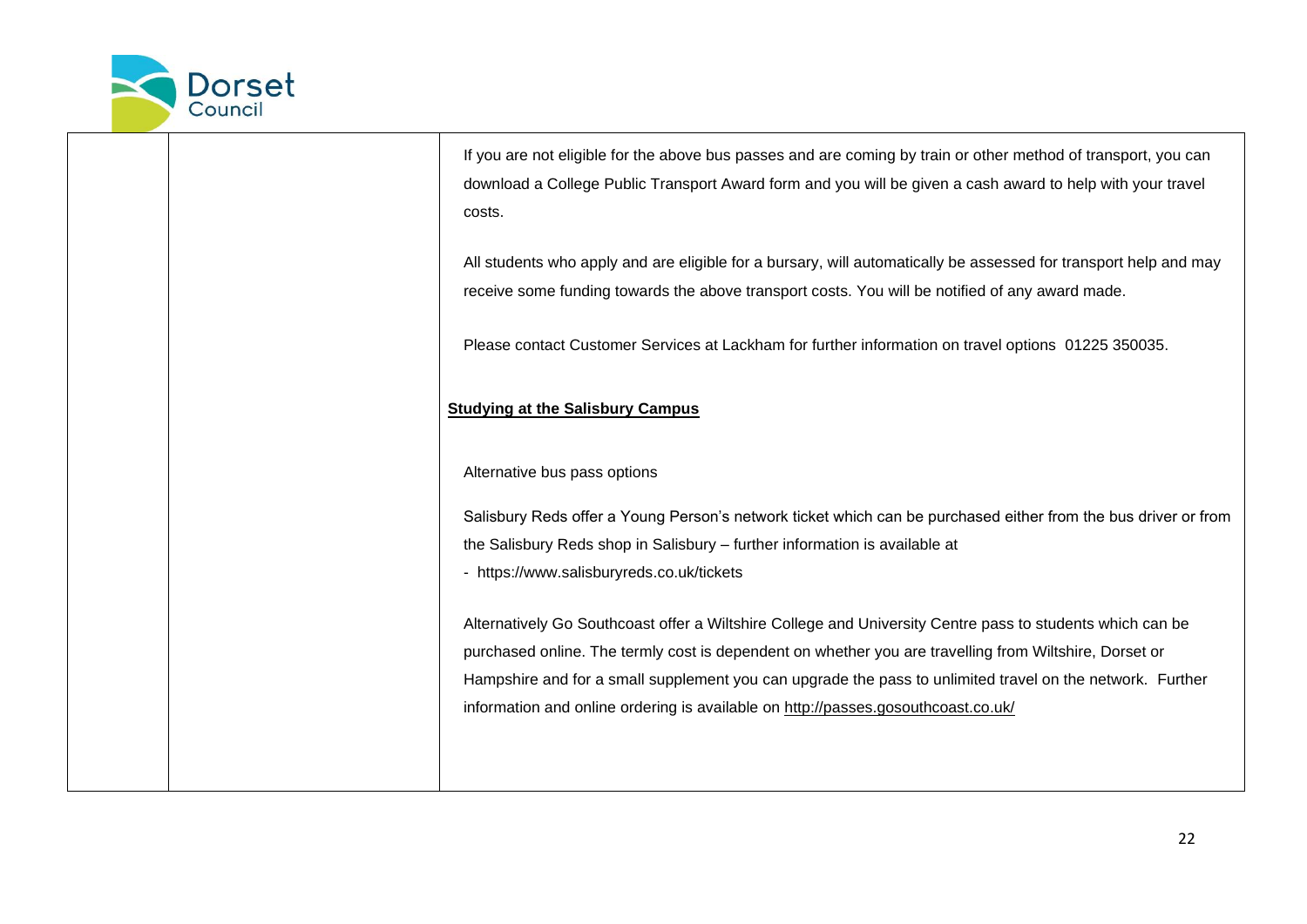| | | If you are not eligible for the above bus passes and are coming by train or other method of transport, you can download a College Public Transport Award form and you will be given a cash award to help with your travel costs.<br><br>All students who apply and are eligible for a bursary, will automatically be assessed for transport help and may receive some funding towards the above transport costs. You will be notified of any award made.<br><br>Please contact Customer Services at Lackham for further information on travel options 01225 350035.<br><br>**<u>Studying at the Salisbury Campus</u>**<br><br>Alternative bus pass options<br><br>Salisbury Reds offer a Young Person's network ticket which can be purchased either from the bus driver or from the Salisbury Reds shop in Salisbury – further information is available at<br>- https://www.salisburyreds.co.uk/tickets<br><br>Alternatively Go Southcoast offer a Wiltshire College and University Centre pass to students which can be purchased online. The termly cost is dependent on whether you are travelling from Wiltshire, Dorset or Hampshire and for a small supplement you can upgrade the pass to unlimited travel on the network. Further information and online ordering is available on http://passes.gosouthcoast.co.uk/ |
|---|---|---|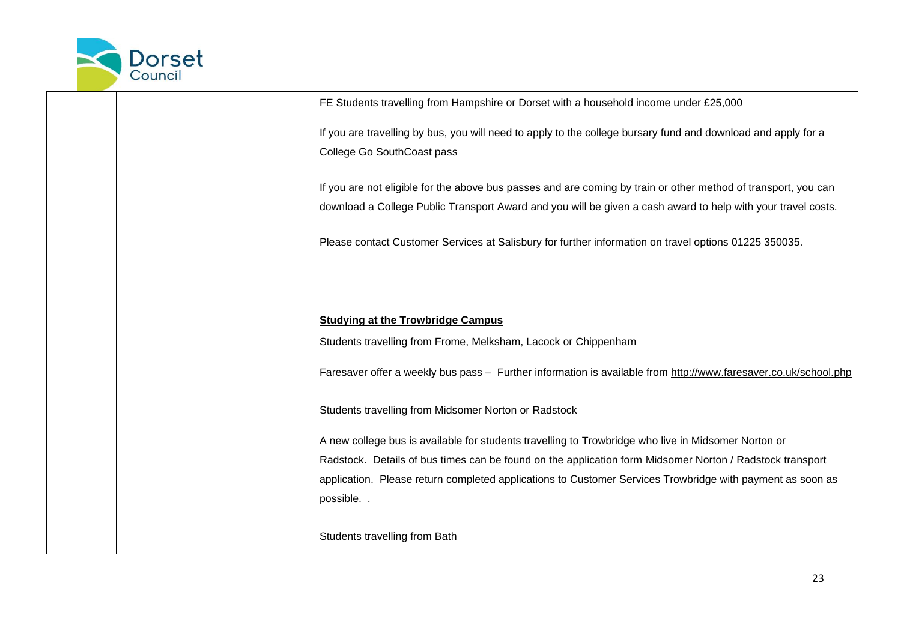| | | |
|---|---|---|
| | | FE Students travelling from Hampshire or Dorset with a household income under £25,000<br><br>If you are travelling by bus, you will need to apply to the college bursary fund and download and apply for a College Go SouthCoast pass<br><br>If you are not eligible for the above bus passes and are coming by train or other method of transport, you can download a College Public Transport Award and you will be given a cash award to help with your travel costs.<br><br>Please contact Customer Services at Salisbury for further information on travel options 01225 350035.<br><br>**<u>Studying at the Trowbridge Campus</u>**<br><br>Students travelling from Frome, Melksham, Lacock or Chippenham<br><br>Faresaver offer a weekly bus pass – Further information is available from http://www.faresaver.co.uk/school.php<br><br>Students travelling from Midsomer Norton or Radstock<br><br>A new college bus is available for students travelling to Trowbridge who live in Midsomer Norton or Radstock. Details of bus times can be found on the application form Midsomer Norton / Radstock transport application. Please return completed applications to Customer Services Trowbridge with payment as soon as possible. .<br><br>Students travelling from Bath |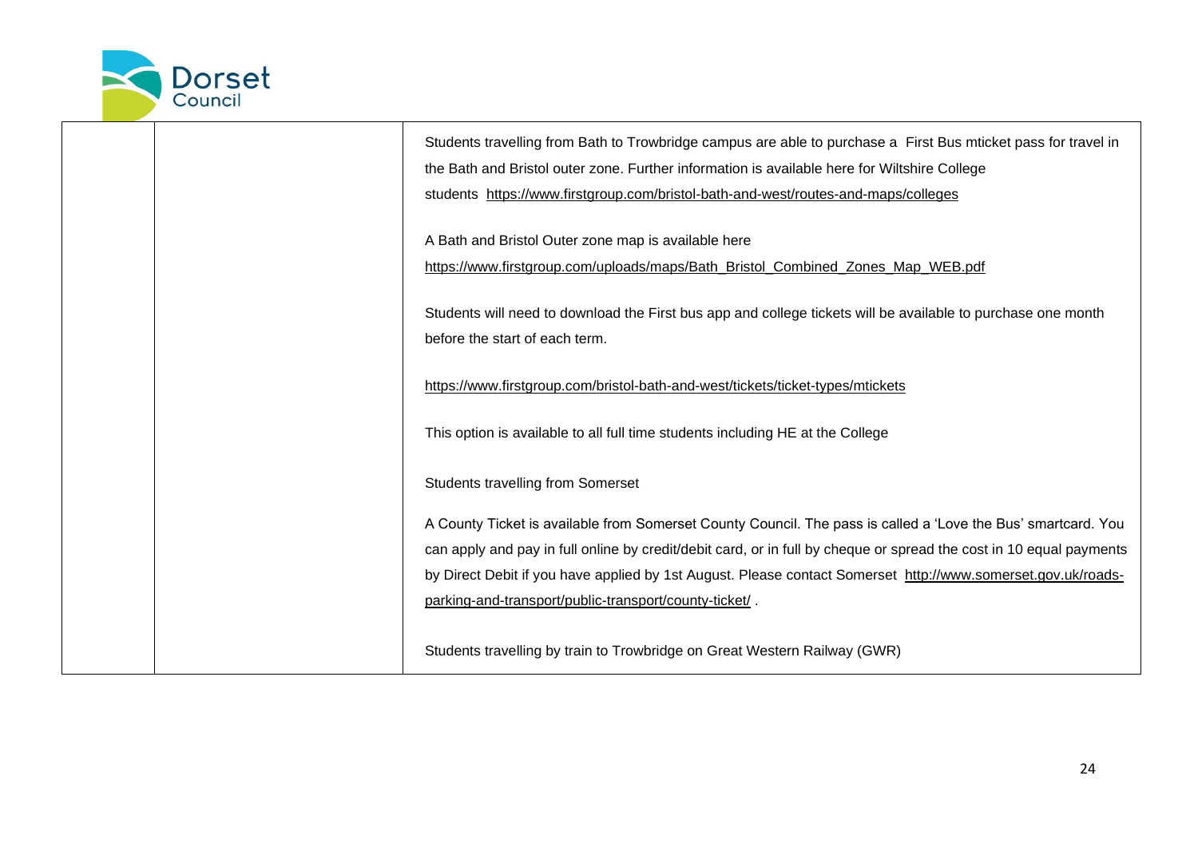| | | |
|---|---|---|
| | | Students travelling from Bath to Trowbridge campus are able to purchase a First Bus mticket pass for travel in the Bath and Bristol outer zone. Further information is available here for Wiltshire College students https://www.firstgroup.com/bristol-bath-and-west/routes-and-maps/colleges<br><br>A Bath and Bristol Outer zone map is available here https://www.firstgroup.com/uploads/maps/Bath_Bristol_Combined_Zones_Map_WEB.pdf<br><br>Students will need to download the First bus app and college tickets will be available to purchase one month before the start of each term.<br><br>https://www.firstgroup.com/bristol-bath-and-west/tickets/ticket-types/mtickets<br><br>This option is available to all full time students including HE at the College<br><br>Students travelling from Somerset<br><br>A County Ticket is available from Somerset County Council. The pass is called a 'Love the Bus' smartcard. You can apply and pay in full online by credit/debit card, or in full by cheque or spread the cost in 10 equal payments by Direct Debit if you have applied by 1st August. Please contact Somerset http://www.somerset.gov.uk/roads-parking-and-transport/public-transport/county-ticket/ .<br><br>Students travelling by train to Trowbridge on Great Western Railway (GWR) |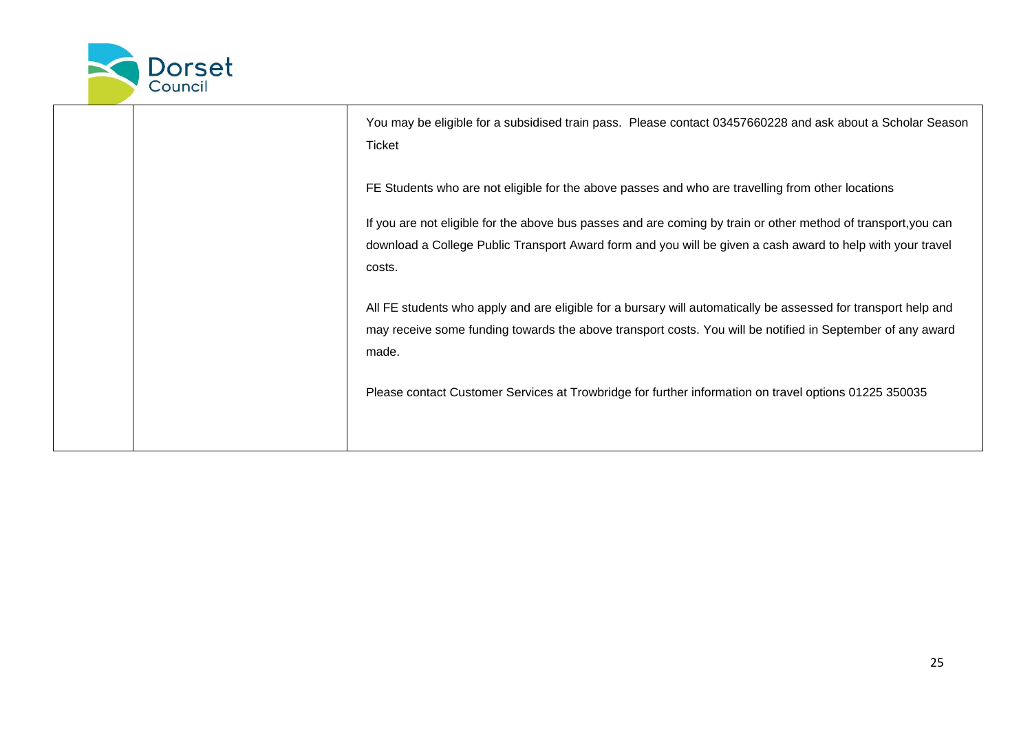| | | |
|---|---|---|
| | | You may be eligible for a subsidised train pass. Please contact 03457660228 and ask about a Scholar Season Ticket<br><br>FE Students who are not eligible for the above passes and who are travelling from other locations<br><br>If you are not eligible for the above bus passes and are coming by train or other method of transport,you can download a College Public Transport Award form and you will be given a cash award to help with your travel costs.<br><br>All FE students who apply and are eligible for a bursary will automatically be assessed for transport help and may receive some funding towards the above transport costs. You will be notified in September of any award made.<br><br>Please contact Customer Services at Trowbridge for further information on travel options 01225 350035 |